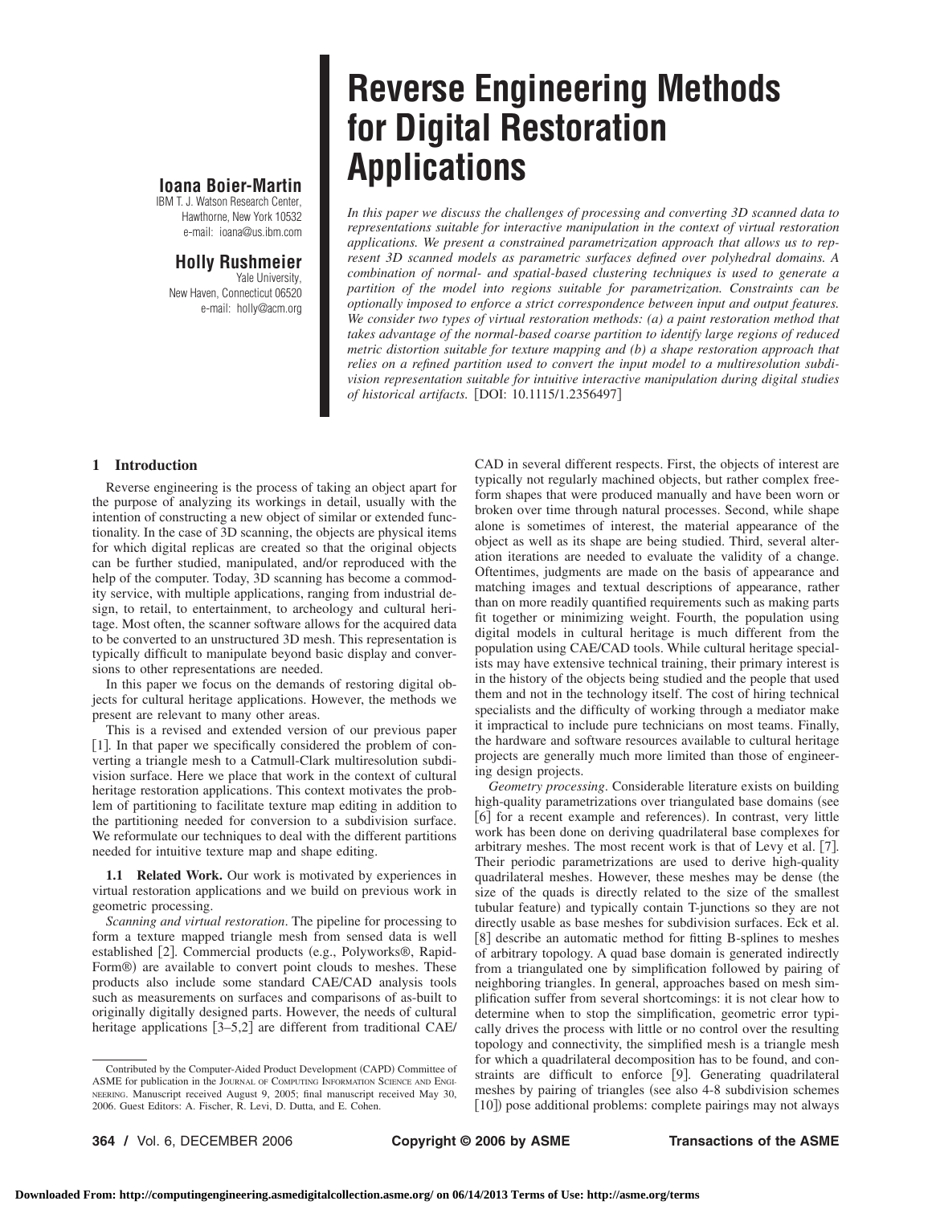# Reverse Engineering Methods for Digital Restoration Applications

**Ioana Boier-Martin**
IBM T. J. Watson Research Center,
Hawthorne, New York 10532
e-mail: ioana@us.ibm.com

**Holly Rushmeier**
Yale University,
New Haven, Connecticut 06520
e-mail: holly@acm.org

*In this paper we discuss the challenges of processing and converting 3D scanned data to representations suitable for interactive manipulation in the context of virtual restoration applications. We present a constrained parametrization approach that allows us to represent 3D scanned models as parametric surfaces defined over polyhedral domains. A combination of normal- and spatial-based clustering techniques is used to generate a partition of the model into regions suitable for parametrization. Constraints can be optionally imposed to enforce a strict correspondence between input and output features. We consider two types of virtual restoration methods: (a) a paint restoration method that takes advantage of the normal-based coarse partition to identify large regions of reduced metric distortion suitable for texture mapping and (b) a shape restoration approach that relies on a refined partition used to convert the input model to a multiresolution subdivision representation suitable for intuitive interactive manipulation during digital studies of historical artifacts.* [DOI: 10.1115/1.2356497]

## 1 Introduction

Reverse engineering is the process of taking an object apart for the purpose of analyzing its workings in detail, usually with the intention of constructing a new object of similar or extended functionality. In the case of 3D scanning, the objects are physical items for which digital replicas are created so that the original objects can be further studied, manipulated, and/or reproduced with the help of the computer. Today, 3D scanning has become a commodity service, with multiple applications, ranging from industrial design, to retail, to entertainment, to archeology and cultural heritage. Most often, the scanner software allows for the acquired data to be converted to an unstructured 3D mesh. This representation is typically difficult to manipulate beyond basic display and conversions to other representations are needed.

In this paper we focus on the demands of restoring digital objects for cultural heritage applications. However, the methods we present are relevant to many other areas.

This is a revised and extended version of our previous paper [1]. In that paper we specifically considered the problem of converting a triangle mesh to a Catmull-Clark multiresolution subdivision surface. Here we place that work in the context of cultural heritage restoration applications. This context motivates the problem of partitioning to facilitate texture map editing in addition to the partitioning needed for conversion to a subdivision surface. We reformulate our techniques to deal with the different partitions needed for intuitive texture map and shape editing.

**1.1 Related Work.** Our work is motivated by experiences in virtual restoration applications and we build on previous work in geometric processing.

*Scanning and virtual restoration*. The pipeline for processing to form a texture mapped triangle mesh from sensed data is well established [2]. Commercial products (e.g., Polyworks®, RapidForm®) are available to convert point clouds to meshes. These products also include some standard CAE/CAD analysis tools such as measurements on surfaces and comparisons of as-built to originally digitally designed parts. However, the needs of cultural heritage applications [3–5,2] are different from traditional CAE/CAD in several different respects. First, the objects of interest are typically not regularly machined objects, but rather complex freeform shapes that were produced manually and have been worn or broken over time through natural processes. Second, while shape alone is sometimes of interest, the material appearance of the object as well as its shape are being studied. Third, several alteration iterations are needed to evaluate the validity of a change. Oftentimes, judgments are made on the basis of appearance and matching images and textual descriptions of appearance, rather than on more readily quantified requirements such as making parts fit together or minimizing weight. Fourth, the population using digital models in cultural heritage is much different from the population using CAE/CAD tools. While cultural heritage specialists may have extensive technical training, their primary interest is in the history of the objects being studied and the people that used them and not in the technology itself. The cost of hiring technical specialists and the difficulty of working through a mediator make it impractical to include pure technicians on most teams. Finally, the hardware and software resources available to cultural heritage projects are generally much more limited than those of engineering design projects.

*Geometry processing*. Considerable literature exists on building high-quality parametrizations over triangulated base domains (see [6] for a recent example and references). In contrast, very little work has been done on deriving quadrilateral base complexes for arbitrary meshes. The most recent work is that of Levy et al. [7]. Their periodic parametrizations are used to derive high-quality quadrilateral meshes. However, these meshes may be dense (the size of the quads is directly related to the size of the smallest tubular feature) and typically contain T-junctions so they are not directly usable as base meshes for subdivision surfaces. Eck et al. [8] describe an automatic method for fitting B-splines to meshes of arbitrary topology. A quad base domain is generated indirectly from a triangulated one by simplification followed by pairing of neighboring triangles. In general, approaches based on mesh simplification suffer from several shortcomings: it is not clear how to determine when to stop the simplification, geometric error typically drives the process with little or no control over the resulting topology and connectivity, the simplified mesh is a triangle mesh for which a quadrilateral decomposition has to be found, and constraints are difficult to enforce [9]. Generating quadrilateral meshes by pairing of triangles (see also 4-8 subdivision schemes [10]) pose additional problems: complete pairings may not always

Contributed by the Computer-Aided Product Development (CAPD) Committee of ASME for publication in the JOURNAL OF COMPUTING INFORMATION SCIENCE AND ENGINEERING. Manuscript received August 9, 2005; final manuscript received May 30, 2006. Guest Editors: A. Fischer, R. Levi, D. Dutta, and E. Cohen.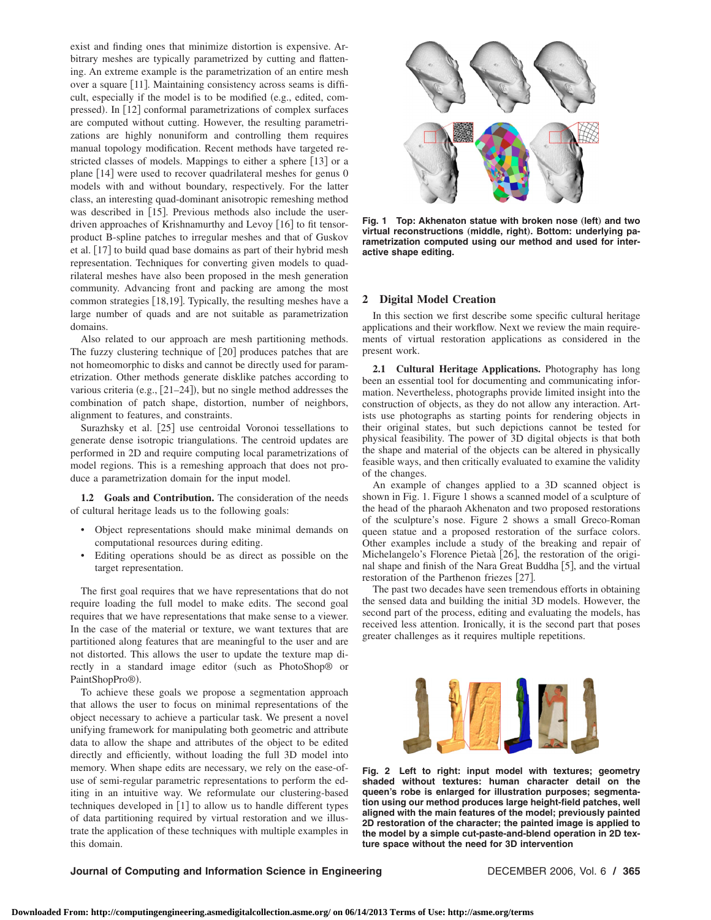exist and finding ones that minimize distortion is expensive. Arbitrary meshes are typically parametrized by cutting and flattening. An extreme example is the parametrization of an entire mesh over a square [11]. Maintaining consistency across seams is difficult, especially if the model is to be modified (e.g., edited, compressed). In [12] conformal parametrizations of complex surfaces are computed without cutting. However, the resulting parametrizations are highly nonuniform and controlling them requires manual topology modification. Recent methods have targeted restricted classes of models. Mappings to either a sphere [13] or a plane [14] were used to recover quadrilateral meshes for genus 0 models with and without boundary, respectively. For the latter class, an interesting quad-dominant anisotropic remeshing method was described in [15]. Previous methods also include the user-driven approaches of Krishnamurthy and Levoy [16] to fit tensor-product B-spline patches to irregular meshes and that of Guskov et al. [17] to build quad base domains as part of their hybrid mesh representation. Techniques for converting given models to quadrilateral meshes have also been proposed in the mesh generation community. Advancing front and packing are among the most common strategies [18,19]. Typically, the resulting meshes have a large number of quads and are not suitable as parametrization domains.

Also related to our approach are mesh partitioning methods. The fuzzy clustering technique of [20] produces patches that are not homeomorphic to disks and cannot be directly used for parametrization. Other methods generate disklike patches according to various criteria (e.g., [21–24]), but no single method addresses the combination of patch shape, distortion, number of neighbors, alignment to features, and constraints.

Surazhsky et al. [25] use centroidal Voronoi tessellations to generate dense isotropic triangulations. The centroid updates are performed in 2D and require computing local parametrizations of model regions. This is a remeshing approach that does not produce a parametrization domain for the input model.

**1.2 Goals and Contribution.** The consideration of the needs of cultural heritage leads us to the following goals:

- Object representations should make minimal demands on computational resources during editing.
- Editing operations should be as direct as possible on the target representation.

The first goal requires that we have representations that do not require loading the full model to make edits. The second goal requires that we have representations that make sense to a viewer. In the case of the material or texture, we want textures that are partitioned along features that are meaningful to the user and are not distorted. This allows the user to update the texture map directly in a standard image editor (such as PhotoShop® or PaintShopPro®).

To achieve these goals we propose a segmentation approach that allows the user to focus on minimal representations of the object necessary to achieve a particular task. We present a novel unifying framework for manipulating both geometric and attribute data to allow the shape and attributes of the object to be edited directly and efficiently, without loading the full 3D model into memory. When shape edits are necessary, we rely on the ease-of-use of semi-regular parametric representations to perform the editing in an intuitive way. We reformulate our clustering-based techniques developed in [1] to allow us to handle different types of data partitioning required by virtual restoration and we illustrate the application of these techniques with multiple examples in this domain.

**Fig. 1 Top: Akhenaton statue with broken nose (left) and two virtual reconstructions (middle, right). Bottom: underlying parametrization computed using our method and used for interactive shape editing.**

## 2 Digital Model Creation

In this section we first describe some specific cultural heritage applications and their workflow. Next we review the main requirements of virtual restoration applications as considered in the present work.

**2.1 Cultural Heritage Applications.** Photography has long been an essential tool for documenting and communicating information. Nevertheless, photographs provide limited insight into the construction of objects, as they do not allow any interaction. Artists use photographs as starting points for rendering objects in their original states, but such depictions cannot be tested for physical feasibility. The power of 3D digital objects is that both the shape and material of the objects can be altered in physically feasible ways, and then critically evaluated to examine the validity of the changes.

An example of changes applied to a 3D scanned object is shown in Fig. 1. Figure 1 shows a scanned model of a sculpture of the head of the pharaoh Akhenaton and two proposed restorations of the sculpture's nose. Figure 2 shows a small Greco-Roman queen statue and a proposed restoration of the surface colors. Other examples include a study of the breaking and repair of Michelangelo's Florence Pietaà [26], the restoration of the original shape and finish of the Nara Great Buddha [5], and the virtual restoration of the Parthenon friezes [27].

The past two decades have seen tremendous efforts in obtaining the sensed data and building the initial 3D models. However, the second part of the process, editing and evaluating the models, has received less attention. Ironically, it is the second part that poses greater challenges as it requires multiple repetitions.

**Fig. 2 Left to right: input model with textures; geometry shaded without textures: human character detail on the queen's robe is enlarged for illustration purposes; segmentation using our method produces large height-field patches, well aligned with the main features of the model; previously painted 2D restoration of the character; the painted image is applied to the model by a simple cut-paste-and-blend operation in 2D texture space without the need for 3D intervention**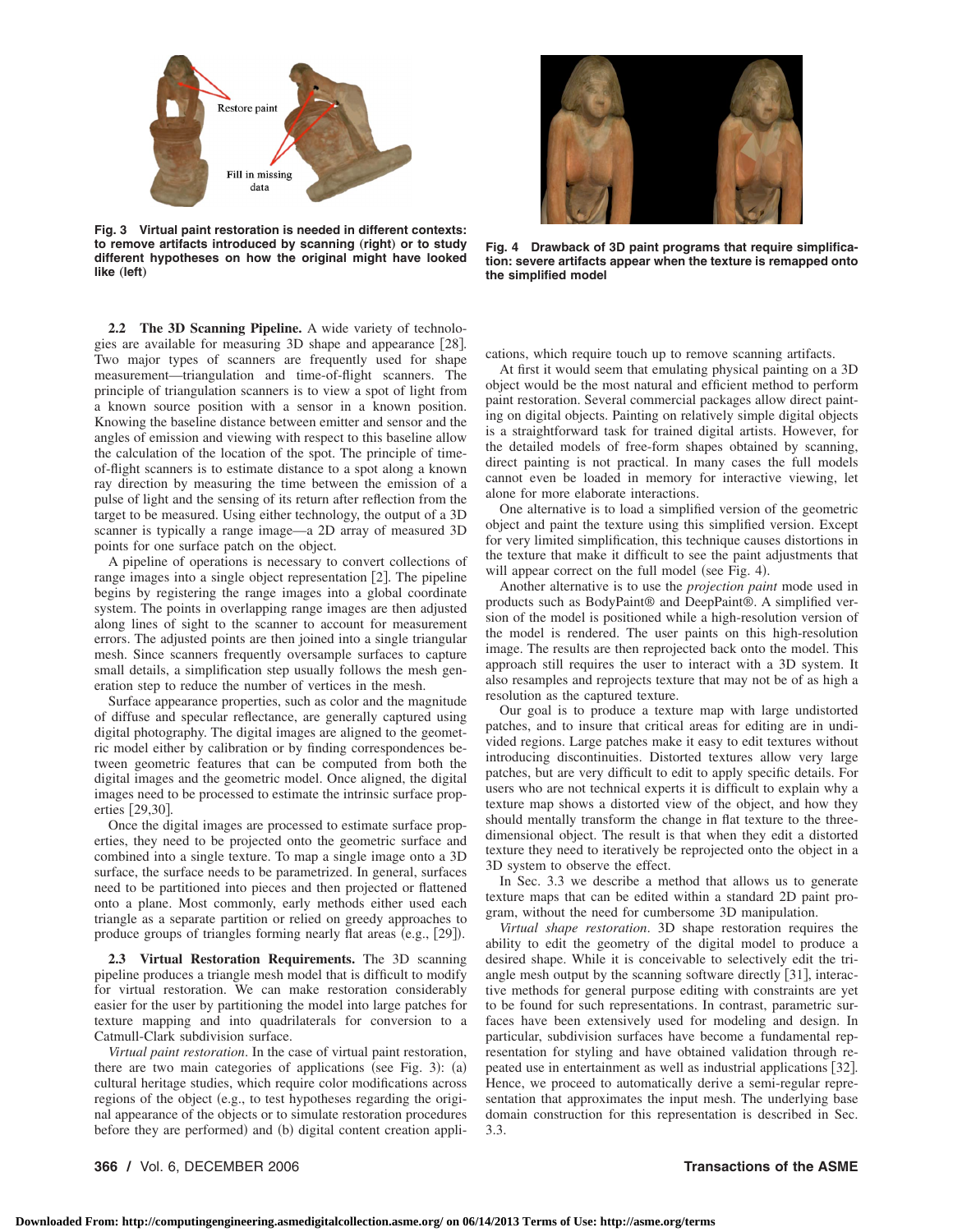Restore paint

Fill in missing data

**Fig. 3 Virtual paint restoration is needed in different contexts: to remove artifacts introduced by scanning (right) or to study different hypotheses on how the original might have looked like (left)**

**Fig. 4 Drawback of 3D paint programs that require simplification: severe artifacts appear when the texture is remapped onto the simplified model**

**2.2 The 3D Scanning Pipeline.** A wide variety of technologies are available for measuring 3D shape and appearance [28]. Two major types of scanners are frequently used for shape measurement—triangulation and time-of-flight scanners. The principle of triangulation scanners is to view a spot of light from a known source position with a sensor in a known position. Knowing the baseline distance between emitter and sensor and the angles of emission and viewing with respect to this baseline allow the calculation of the location of the spot. The principle of time-of-flight scanners is to estimate distance to a spot along a known ray direction by measuring the time between the emission of a pulse of light and the sensing of its return after reflection from the target to be measured. Using either technology, the output of a 3D scanner is typically a range image—a 2D array of measured 3D points for one surface patch on the object.

A pipeline of operations is necessary to convert collections of range images into a single object representation [2]. The pipeline begins by registering the range images into a global coordinate system. The points in overlapping range images are then adjusted along lines of sight to the scanner to account for measurement errors. The adjusted points are then joined into a single triangular mesh. Since scanners frequently oversample surfaces to capture small details, a simplification step usually follows the mesh generation step to reduce the number of vertices in the mesh.

Surface appearance properties, such as color and the magnitude of diffuse and specular reflectance, are generally captured using digital photography. The digital images are aligned to the geometric model either by calibration or by finding correspondences between geometric features that can be computed from both the digital images and the geometric model. Once aligned, the digital images need to be processed to estimate the intrinsic surface properties [29,30].

Once the digital images are processed to estimate surface properties, they need to be projected onto the geometric surface and combined into a single texture. To map a single image onto a 3D surface, the surface needs to be parametrized. In general, surfaces need to be partitioned into pieces and then projected or flattened onto a plane. Most commonly, early methods either used each triangle as a separate partition or relied on greedy approaches to produce groups of triangles forming nearly flat areas (e.g., [29]).

**2.3 Virtual Restoration Requirements.** The 3D scanning pipeline produces a triangle mesh model that is difficult to modify for virtual restoration. We can make restoration considerably easier for the user by partitioning the model into large patches for texture mapping and into quadrilaterals for conversion to a Catmull-Clark subdivision surface.

*Virtual paint restoration*. In the case of virtual paint restoration, there are two main categories of applications (see Fig. 3): (a) cultural heritage studies, which require color modifications across regions of the object (e.g., to test hypotheses regarding the original appearance of the objects or to simulate restoration procedures before they are performed) and (b) digital content creation applications, which require touch up to remove scanning artifacts.

At first it would seem that emulating physical painting on a 3D object would be the most natural and efficient method to perform paint restoration. Several commercial packages allow direct painting on digital objects. Painting on relatively simple digital objects is a straightforward task for trained digital artists. However, for the detailed models of free-form shapes obtained by scanning, direct painting is not practical. In many cases the full models cannot even be loaded in memory for interactive viewing, let alone for more elaborate interactions.

One alternative is to load a simplified version of the geometric object and paint the texture using this simplified version. Except for very limited simplification, this technique causes distortions in the texture that make it difficult to see the paint adjustments that will appear correct on the full model (see Fig. 4).

Another alternative is to use the *projection paint* mode used in products such as BodyPaint® and DeepPaint®. A simplified version of the model is positioned while a high-resolution version of the model is rendered. The user paints on this high-resolution image. The results are then reprojected back onto the model. This approach still requires the user to interact with a 3D system. It also resamples and reprojects texture that may not be of as high a resolution as the captured texture.

Our goal is to produce a texture map with large undistorted patches, and to insure that critical areas for editing are in undivided regions. Large patches make it easy to edit textures without introducing discontinuities. Distorted textures allow very large patches, but are very difficult to edit to apply specific details. For users who are not technical experts it is difficult to explain why a texture map shows a distorted view of the object, and how they should mentally transform the change in flat texture to the three-dimensional object. The result is that when they edit a distorted texture they need to iteratively be reprojected onto the object in a 3D system to observe the effect.

In Sec. 3.3 we describe a method that allows us to generate texture maps that can be edited within a standard 2D paint program, without the need for cumbersome 3D manipulation.

*Virtual shape restoration*. 3D shape restoration requires the ability to edit the geometry of the digital model to produce a desired shape. While it is conceivable to selectively edit the triangle mesh output by the scanning software directly [31], interactive methods for general purpose editing with constraints are yet to be found for such representations. In contrast, parametric surfaces have been extensively used for modeling and design. In particular, subdivision surfaces have become a fundamental representation for styling and have obtained validation through repeated use in entertainment as well as industrial applications [32]. Hence, we proceed to automatically derive a semi-regular representation that approximates the input mesh. The underlying base domain construction for this representation is described in Sec. 3.3.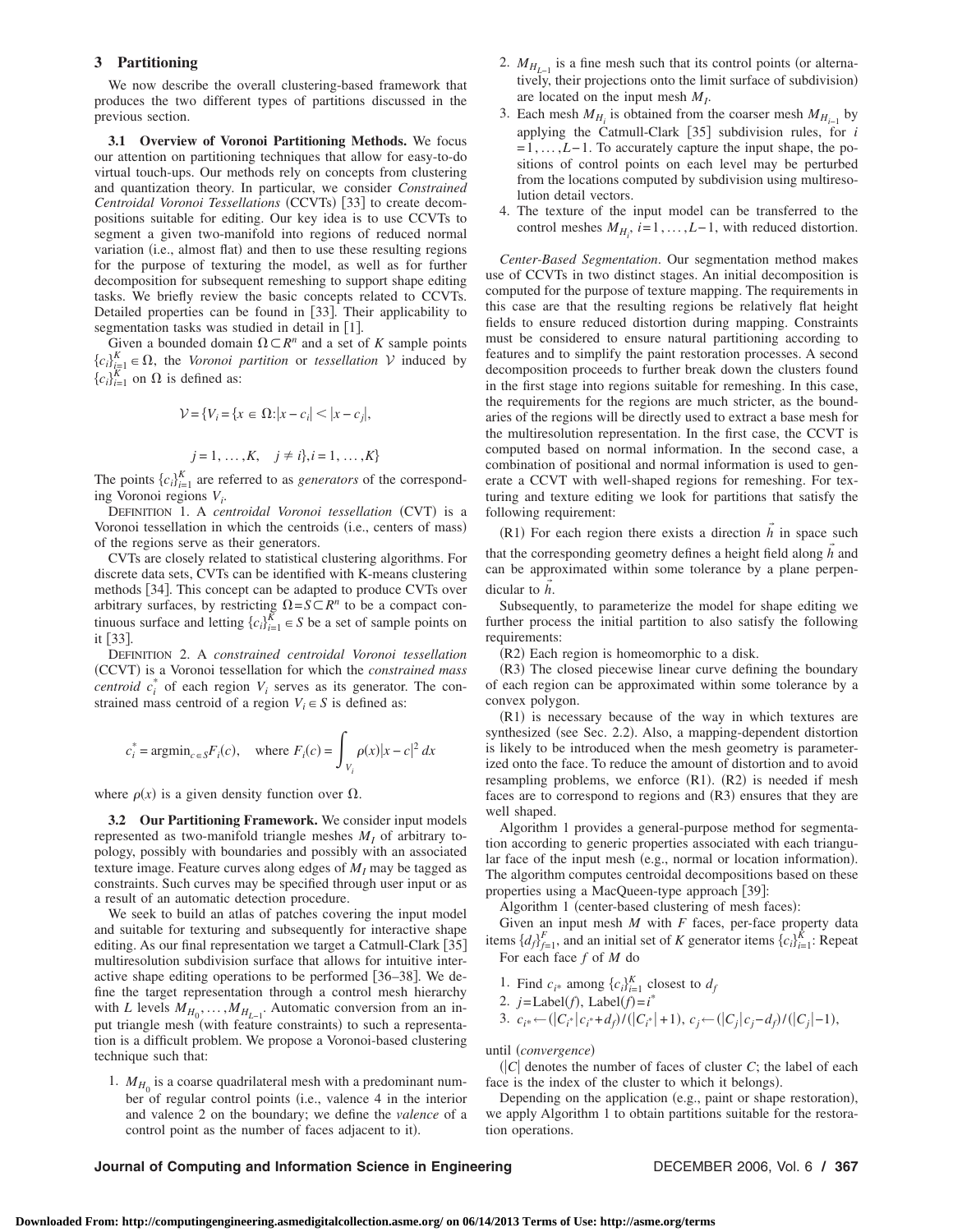## 3 Partitioning

We now describe the overall clustering-based framework that produces the two different types of partitions discussed in the previous section.

**3.1 Overview of Voronoi Partitioning Methods.** We focus our attention on partitioning techniques that allow for easy-to-do virtual touch-ups. Our methods rely on concepts from clustering and quantization theory. In particular, we consider *Constrained Centroidal Voronoi Tessellations* (CCVTs) [33] to create decompositions suitable for editing. Our key idea is to use CCVTs to segment a given two-manifold into regions of reduced normal variation (i.e., almost flat) and then to use these resulting regions for the purpose of texturing the model, as well as for further decomposition for subsequent remeshing to support shape editing tasks. We briefly review the basic concepts related to CCVTs. Detailed properties can be found in [33]. Their applicability to segmentation tasks was studied in detail in [1].

Given a bounded domain $\Omega \subset R^n$ and a set of $K$ sample points $\{c_i\}_{i=1}^K \in \Omega$, the *Voronoi partition* or *tessellation* $\mathcal{V}$ induced by $\{c_i\}_{i=1}^K$ on $\Omega$ is defined as:

$$\mathcal{V} = \{V_i = \{x \in \Omega : |x - c_i| < |x - c_j|,$$

$$j = 1, \ldots, K, \quad j \neq i\}, i = 1, \ldots, K\}$$

The points $\{c_i\}_{i=1}^K$ are referred to as *generators* of the corresponding Voronoi regions $V_i$.

DEFINITION 1. A *centroidal Voronoi tessellation* (CVT) is a Voronoi tessellation in which the centroids (i.e., centers of mass) of the regions serve as their generators.

CVTs are closely related to statistical clustering algorithms. For discrete data sets, CVTs can be identified with K-means clustering methods [34]. This concept can be adapted to produce CVTs over arbitrary surfaces, by restricting $\Omega = S \subset R^n$ to be a compact continuous surface and letting $\{c_i\}_{i=1}^K \in S$ be a set of sample points on it [33].

DEFINITION 2. A *constrained centroidal Voronoi tessellation* (CCVT) is a Voronoi tessellation for which the *constrained mass centroid* $c_i^*$ of each region $V_i$ serves as its generator. The constrained mass centroid of a region $V_i \in S$ is defined as:

$$c_i^* = \operatorname{argmin}_{c \in S} F_i(c), \quad \text{where } F_i(c) = \int_{V_i} \rho(x) |x - c|^2 \, dx$$

where $\rho(x)$ is a given density function over $\Omega$.

**3.2 Our Partitioning Framework.** We consider input models represented as two-manifold triangle meshes $M_I$ of arbitrary topology, possibly with boundaries and possibly with an associated texture image. Feature curves along edges of $M_I$ may be tagged as constraints. Such curves may be specified through user input or as a result of an automatic detection procedure.

We seek to build an atlas of patches covering the input model and suitable for texturing and subsequently for interactive shape editing. As our final representation we target a Catmull-Clark [35] multiresolution subdivision surface that allows for intuitive interactive shape editing operations to be performed [36–38]. We define the target representation through a control mesh hierarchy with $L$ levels $M_{H_0}, \ldots, M_{H_{L-1}}$. Automatic conversion from an input triangle mesh (with feature constraints) to such a representation is a difficult problem. We propose a Voronoi-based clustering technique such that:

1. $M_{H_0}$ is a coarse quadrilateral mesh with a predominant number of regular control points (i.e., valence 4 in the interior and valence 2 on the boundary; we define the *valence* of a control point as the number of faces adjacent to it).
2. $M_{H_{L-1}}$ is a fine mesh such that its control points (or alternatively, their projections onto the limit surface of subdivision) are located on the input mesh $M_I$.
3. Each mesh $M_{H_i}$ is obtained from the coarser mesh $M_{H_{i-1}}$ by applying the Catmull-Clark [35] subdivision rules, for $i = 1, \ldots, L-1$. To accurately capture the input shape, the positions of control points on each level may be perturbed from the locations computed by subdivision using multiresolution detail vectors.
4. The texture of the input model can be transferred to the control meshes $M_{H_i}$, $i = 1, \ldots, L-1$, with reduced distortion.

*Center-Based Segmentation*. Our segmentation method makes use of CCVTs in two distinct stages. An initial decomposition is computed for the purpose of texture mapping. The requirements in this case are that the resulting regions be relatively flat height fields to ensure reduced distortion during mapping. Constraints must be considered to ensure natural partitioning according to features and to simplify the paint restoration processes. A second decomposition proceeds to further break down the clusters found in the first stage into regions suitable for remeshing. In this case, the requirements for the regions are much stricter, as the boundaries of the regions will be directly used to extract a base mesh for the multiresolution representation. In the first case, the CCVT is computed based on normal information. In the second case, a combination of positional and normal information is used to generate a CCVT with well-shaped regions for remeshing. For texturing and texture editing we look for partitions that satisfy the following requirement:

(R1) For each region there exists a direction $\vec{h}$ in space such that the corresponding geometry defines a height field along $\vec{h}$ and can be approximated within some tolerance by a plane perpendicular to $\vec{h}$.

Subsequently, to parameterize the model for shape editing we further process the initial partition to also satisfy the following requirements:

(R2) Each region is homeomorphic to a disk.

(R3) The closed piecewise linear curve defining the boundary of each region can be approximated within some tolerance by a convex polygon.

(R1) is necessary because of the way in which textures are synthesized (see Sec. 2.2). Also, a mapping-dependent distortion is likely to be introduced when the mesh geometry is parameterized onto the face. To reduce the amount of distortion and to avoid resampling problems, we enforce (R1). (R2) is needed if mesh faces are to correspond to regions and (R3) ensures that they are well shaped.

Algorithm 1 provides a general-purpose method for segmentation according to generic properties associated with each triangular face of the input mesh (e.g., normal or location information). The algorithm computes centroidal decompositions based on these properties using a MacQueen-type approach [39]:

Algorithm 1 (center-based clustering of mesh faces):

Given an input mesh $M$ with $F$ faces, per-face property data items $\{d_f\}_{f=1}^F$, and an initial set of $K$ generator items $\{c_i\}_{i=1}^K$: Repeat

For each face $f$ of $M$ do

1. Find $c_{i^*}$ among $\{c_i\}_{i=1}^K$ closest to $d_f$
2. $j = \text{Label}(f)$, $\text{Label}(f) = i^*$
3. $c_{i^*} \leftarrow (|C_{i^*}| c_{i^*} + d_f)/(|C_{i^*}| + 1)$, $c_j \leftarrow (|C_j| c_j - d_f)/(|C_j| - 1)$,

until (*convergence*)

($|C|$ denotes the number of faces of cluster $C$; the label of each face is the index of the cluster to which it belongs).

Depending on the application (e.g., paint or shape restoration), we apply Algorithm 1 to obtain partitions suitable for the restoration operations.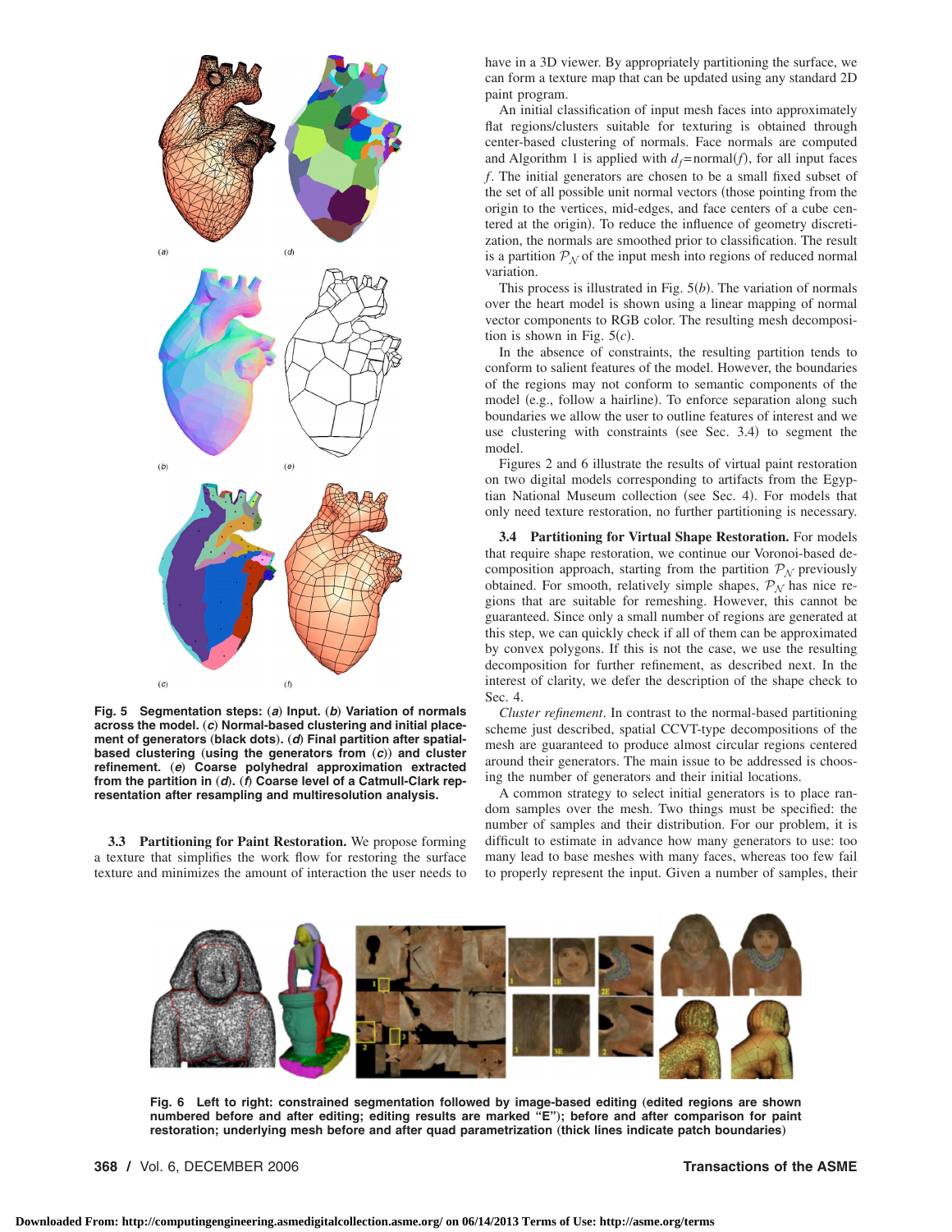Fig. 5 Segmentation steps: (*a*) Input. (*b*) Variation of normals across the model. (*c*) Normal-based clustering and initial placement of generators (black dots). (*d*) Final partition after spatial-based clustering (using the generators from (*c*)) and cluster refinement. (*e*) Coarse polyhedral approximation extracted from the partition in (*d*). (*f*) Coarse level of a Catmull-Clark representation after resampling and multiresolution analysis.

**3.3 Partitioning for Paint Restoration.** We propose forming a texture that simplifies the work flow for restoring the surface texture and minimizes the amount of interaction the user needs to have in a 3D viewer. By appropriately partitioning the surface, we can form a texture map that can be updated using any standard 2D paint program.

An initial classification of input mesh faces into approximately flat regions/clusters suitable for texturing is obtained through center-based clustering of normals. Face normals are computed and Algorithm 1 is applied with $d_f = \text{normal}(f)$, for all input faces $f$. The initial generators are chosen to be a small fixed subset of the set of all possible unit normal vectors (those pointing from the origin to the vertices, mid-edges, and face centers of a cube centered at the origin). To reduce the influence of geometry discretization, the normals are smoothed prior to classification. The result is a partition $\mathcal{P}_{\mathcal{N}}$ of the input mesh into regions of reduced normal variation.

This process is illustrated in Fig. 5(*b*). The variation of normals over the heart model is shown using a linear mapping of normal vector components to RGB color. The resulting mesh decomposition is shown in Fig. 5(*c*).

In the absence of constraints, the resulting partition tends to conform to salient features of the model. However, the boundaries of the regions may not conform to semantic components of the model (e.g., follow a hairline). To enforce separation along such boundaries we allow the user to outline features of interest and we use clustering with constraints (see Sec. 3.4) to segment the model.

Figures 2 and 6 illustrate the results of virtual paint restoration on two digital models corresponding to artifacts from the Egyptian National Museum collection (see Sec. 4). For models that only need texture restoration, no further partitioning is necessary.

**3.4 Partitioning for Virtual Shape Restoration.** For models that require shape restoration, we continue our Voronoi-based decomposition approach, starting from the partition $\mathcal{P}_{\mathcal{N}}$ previously obtained. For smooth, relatively simple shapes, $\mathcal{P}_{\mathcal{N}}$ has nice regions that are suitable for remeshing. However, this cannot be guaranteed. Since only a small number of regions are generated at this step, we can quickly check if all of them can be approximated by convex polygons. If this is not the case, we use the resulting decomposition for further refinement, as described next. In the interest of clarity, we defer the description of the shape check to Sec. 4.

*Cluster refinement*. In contrast to the normal-based partitioning scheme just described, spatial CCVT-type decompositions of the mesh are guaranteed to produce almost circular regions centered around their generators. The main issue to be addressed is choosing the number of generators and their initial locations.

A common strategy to select initial generators is to place random samples over the mesh. Two things must be specified: the number of samples and their distribution. For our problem, it is difficult to estimate in advance how many generators to use: too many lead to base meshes with many faces, whereas too few fail to properly represent the input. Given a number of samples, their

Fig. 6 Left to right: constrained segmentation followed by image-based editing (edited regions are shown numbered before and after editing; editing results are marked "E"); before and after comparison for paint restoration; underlying mesh before and after quad parametrization (thick lines indicate patch boundaries)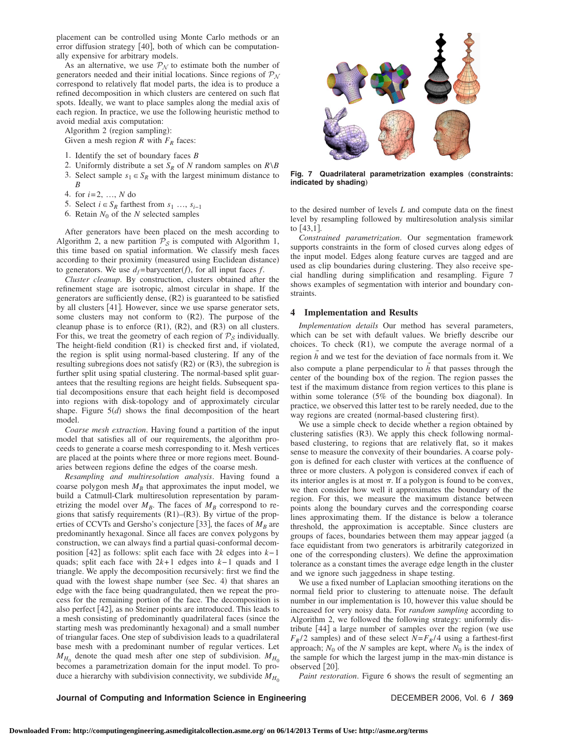placement can be controlled using Monte Carlo methods or an error diffusion strategy [40], both of which can be computationally expensive for arbitrary models.

As an alternative, we use $\mathcal{P}_\mathcal{N}$ to estimate both the number of generators needed and their initial locations. Since regions of $\mathcal{P}_\mathcal{N}$ correspond to relatively flat model parts, the idea is to produce a refined decomposition in which clusters are centered on such flat spots. Ideally, we want to place samples along the medial axis of each region. In practice, we use the following heuristic method to avoid medial axis computation:

Algorithm 2 (region sampling):

Given a mesh region $R$ with $F_R$ faces:

1. Identify the set of boundary faces $B$
2. Uniformly distribute a set $S_R$ of $N$ random samples on $R \backslash B$
3. Select sample $s_1 \in S_R$ with the largest minimum distance to $B$
4. for $i=2, \ldots, N$ do
5. Select $i \in S_R$ farthest from $s_1 \ldots, s_{i-1}$
6. Retain $N_0$ of the $N$ selected samples

After generators have been placed on the mesh according to Algorithm 2, a new partition $\mathcal{P}_\mathcal{S}$ is computed with Algorithm 1, this time based on spatial information. We classify mesh faces according to their proximity (measured using Euclidean distance) to generators. We use $d_f = \text{barycenter}(f)$, for all input faces $f$.

*Cluster cleanup*. By construction, clusters obtained after the refinement stage are isotropic, almost circular in shape. If the generators are sufficiently dense, (R2) is guaranteed to be satisfied by all clusters [41]. However, since we use sparse generator sets, some clusters may not conform to (R2). The purpose of the cleanup phase is to enforce (R1), (R2), and (R3) on all clusters. For this, we treat the geometry of each region of $\mathcal{P}_\mathcal{S}$ individually. The height-field condition (R1) is checked first and, if violated, the region is split using normal-based clustering. If any of the resulting subregions does not satisfy (R2) or (R3), the subregion is further split using spatial clustering. The normal-based split guarantees that the resulting regions are height fields. Subsequent spatial decompositions ensure that each height field is decomposed into regions with disk-topology and of approximately circular shape. Figure 5(*d*) shows the final decomposition of the heart model.

*Coarse mesh extraction*. Having found a partition of the input model that satisfies all of our requirements, the algorithm proceeds to generate a coarse mesh corresponding to it. Mesh vertices are placed at the points where three or more regions meet. Boundaries between regions define the edges of the coarse mesh.

*Resampling and multiresolution analysis*. Having found a coarse polygon mesh $M_B$ that approximates the input model, we build a Catmull-Clark multiresolution representation by parametrizing the model over $M_B$. The faces of $M_B$ correspond to regions that satisfy requirements (R1)–(R3). By virtue of the properties of CCVTs and Gersho's conjecture [33], the faces of $M_B$ are predominantly hexagonal. Since all faces are convex polygons by construction, we can always find a partial quasi-conformal decomposition [42] as follows: split each face with $2k$ edges into $k-1$ quads; split each face with $2k+1$ edges into $k-1$ quads and 1 triangle. We apply the decomposition recursively: first we find the quad with the lowest shape number (see Sec. 4) that shares an edge with the face being quadrangulated, then we repeat the process for the remaining portion of the face. The decomposition is also perfect [42], as no Steiner points are introduced. This leads to a mesh consisting of predominantly quadrilateral faces (since the starting mesh was predominantly hexagonal) and a small number of triangular faces. One step of subdivision leads to a quadrilateral base mesh with a predominant number of regular vertices. Let $M_{H_0}$ denote the quad mesh after one step of subdivision. $M_{H_0}$ becomes a parametrization domain for the input model. To produce a hierarchy with subdivision connectivity, we subdivide $M_{H_0}$ to the desired number of levels $L$ and compute data on the finest level by resampling followed by multiresolution analysis similar to [43,1].

**Fig. 7 Quadrilateral parametrization examples (constraints: indicated by shading)**

*Constrained parametrization*. Our segmentation framework supports constraints in the form of closed curves along edges of the input model. Edges along feature curves are tagged and are used as clip boundaries during clustering. They also receive special handling during simplification and resampling. Figure 7 shows examples of segmentation with interior and boundary constraints.

## 4 Implementation and Results

*Implementation details* Our method has several parameters, which can be set with default values. We briefly describe our choices. To check (R1), we compute the average normal of a region $\vec{h}$ and we test for the deviation of face normals from it. We also compute a plane perpendicular to $\vec{h}$ that passes through the center of the bounding box of the region. The region passes the test if the maximum distance from region vertices to this plane is within some tolerance (5% of the bounding box diagonal). In practice, we observed this latter test to be rarely needed, due to the way regions are created (normal-based clustering first).

We use a simple check to decide whether a region obtained by clustering satisfies (R3). We apply this check following normal-based clustering, to regions that are relatively flat, so it makes sense to measure the convexity of their boundaries. A coarse polygon is defined for each cluster with vertices at the confluence of three or more clusters. A polygon is considered convex if each of its interior angles is at most $\pi$. If a polygon is found to be convex, we then consider how well it approximates the boundary of the region. For this, we measure the maximum distance between points along the boundary curves and the corresponding coarse lines approximating them. If the distance is below a tolerance threshold, the approximation is acceptable. Since clusters are groups of faces, boundaries between them may appear jagged (a face equidistant from two generators is arbitrarily categorized in one of the corresponding clusters). We define the approximation tolerance as a constant times the average edge length in the cluster and we ignore such jaggedness in shape testing.

We use a fixed number of Laplacian smoothing iterations on the normal field prior to clustering to attenuate noise. The default number in our implementation is 10, however this value should be increased for very noisy data. For *random sampling* according to Algorithm 2, we followed the following strategy: uniformly distribute [44] a large number of samples over the region (we use $F_R/2$ samples) and of these select $N=F_R/4$ using a farthest-first approach; $N_0$ of the $N$ samples are kept, where $N_0$ is the index of the sample for which the largest jump in the max-min distance is observed [20].

*Paint restoration*. Figure 6 shows the result of segmenting an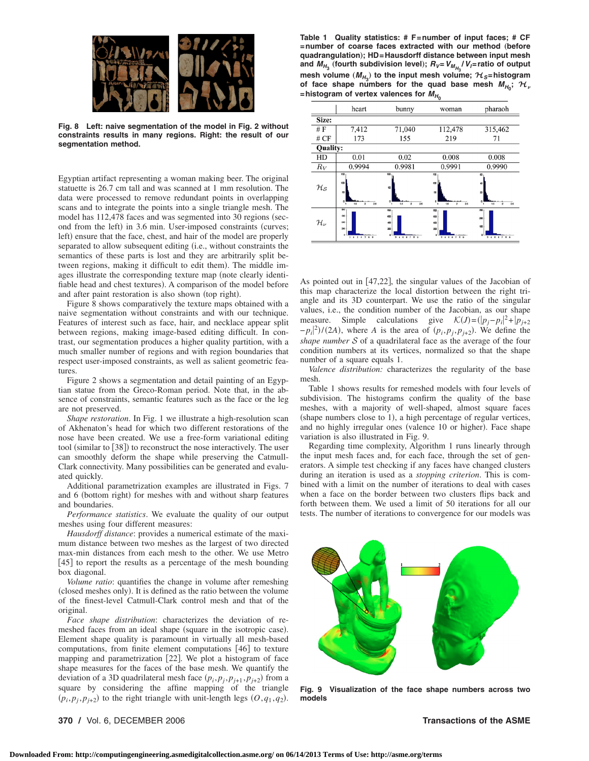Fig. 8 Left: naive segmentation of the model in Fig. 2 without constraints results in many regions. Right: the result of our segmentation method.

Egyptian artifact representing a woman making beer. The original statuette is 26.7 cm tall and was scanned at 1 mm resolution. The data were processed to remove redundant points in overlapping scans and to integrate the points into a single triangle mesh. The model has 112,478 faces and was segmented into 30 regions (second from the left) in 3.6 min. User-imposed constraints (curves; left) ensure that the face, chest, and hair of the model are properly separated to allow subsequent editing (i.e., without constraints the semantics of these parts is lost and they are arbitrarily split between regions, making it difficult to edit them). The middle images illustrate the corresponding texture map (note clearly identifiable head and chest textures). A comparison of the model before and after paint restoration is also shown (top right).

Figure 8 shows comparatively the texture maps obtained with a naive segmentation without constraints and with our technique. Features of interest such as face, hair, and necklace appear split between regions, making image-based editing difficult. In contrast, our segmentation produces a higher quality partition, with a much smaller number of regions and with region boundaries that respect user-imposed constraints, as well as salient geometric features.

Figure 2 shows a segmentation and detail painting of an Egyptian statue from the Greco-Roman period. Note that, in the absence of constraints, semantic features such as the face or the leg are not preserved.

*Shape restoration*. In Fig. 1 we illustrate a high-resolution scan of Akhenaton's head for which two different restorations of the nose have been created. We use a free-form variational editing tool (similar to [38]) to reconstruct the nose interactively. The user can smoothly deform the shape while preserving the Catmull-Clark connectivity. Many possibilities can be generated and evaluated quickly.

Additional parametrization examples are illustrated in Figs. 7 and 6 (bottom right) for meshes with and without sharp features and boundaries.

*Performance statistics*. We evaluate the quality of our output meshes using four different measures:

*Hausdorff distance*: provides a numerical estimate of the maximum distance between two meshes as the largest of two directed max-min distances from each mesh to the other. We use Metro [45] to report the results as a percentage of the mesh bounding box diagonal.

*Volume ratio*: quantifies the change in volume after remeshing (closed meshes only). It is defined as the ratio between the volume of the finest-level Catmull-Clark control mesh and that of the original.

*Face shape distribution*: characterizes the deviation of remeshed faces from an ideal shape (square in the isotropic case). Element shape quality is paramount in virtually all mesh-based computations, from finite element computations [46] to texture mapping and parametrization [22]. We plot a histogram of face shape measures for the faces of the base mesh. We quantify the deviation of a 3D quadrilateral mesh face $(p_i, p_j, p_{j+1}, p_{j+2})$ from a square by considering the affine mapping of the triangle $(p_i, p_j, p_{j+2})$ to the right triangle with unit-length legs $(O, q_1, q_2)$.

**Table 1 Quality statistics: # F=number of input faces; # CF =number of coarse faces extracted with our method (before quadrangulation); HD=Hausdorff distance between input mesh and $M_{H_3}$ (fourth subdivision level); $R_V = V_{M_{H_3}}/V_I$=ratio of output mesh volume ($M_{H_3}$) to the input mesh volume; $\mathcal{H}_S$=histogram of face shape numbers for the quad base mesh $M_{H_0}$; $\mathcal{H}_\nu$ =histogram of vertex valences for $M_{H_0}$**

| | heart | bunny | woman | pharaoh |
|---|---|---|---|---|
| **Size:** | | | | |
| # F | 7,412 | 71,040 | 112,478 | 315,462 |
| # CF | 173 | 155 | 219 | 71 |
| **Quality:** | | | | |
| HD | 0.01 | 0.02 | 0.008 | 0.008 |
| $R_V$ | 0.9994 | 0.9981 | 0.9991 | 0.9990 |
| $\mathcal{H}_S$ | | | | |
| $\mathcal{H}_\nu$ | | | | |

As pointed out in [47,22], the singular values of the Jacobian of this map characterize the local distortion between the right triangle and its 3D counterpart. We use the ratio of the singular values, i.e., the condition number of the Jacobian, as our shape measure. Simple calculations give $\mathcal{K}(J) = (|p_j - p_i|^2 + |p_{j+2} - p_i|^2)/(2A)$, where $A$ is the area of $(p_i, p_j, p_{j+2})$. We define the *shape number* $\mathcal{S}$ of a quadrilateral face as the average of the four condition numbers at its vertices, normalized so that the shape number of a square equals 1.

*Valence distribution:* characterizes the regularity of the base mesh.

Table 1 shows results for remeshed models with four levels of subdivision. The histograms confirm the quality of the base meshes, with a majority of well-shaped, almost square faces (shape numbers close to 1), a high percentage of regular vertices, and no highly irregular ones (valence 10 or higher). Face shape variation is also illustrated in Fig. 9.

Regarding time complexity, Algorithm 1 runs linearly through the input mesh faces and, for each face, through the set of generators. A simple test checking if any faces have changed clusters during an iteration is used as a *stopping criterion*. This is combined with a limit on the number of iterations to deal with cases when a face on the border between two clusters flips back and forth between them. We used a limit of 50 iterations for all our tests. The number of iterations to convergence for our models was

Fig. 9 Visualization of the face shape numbers across two models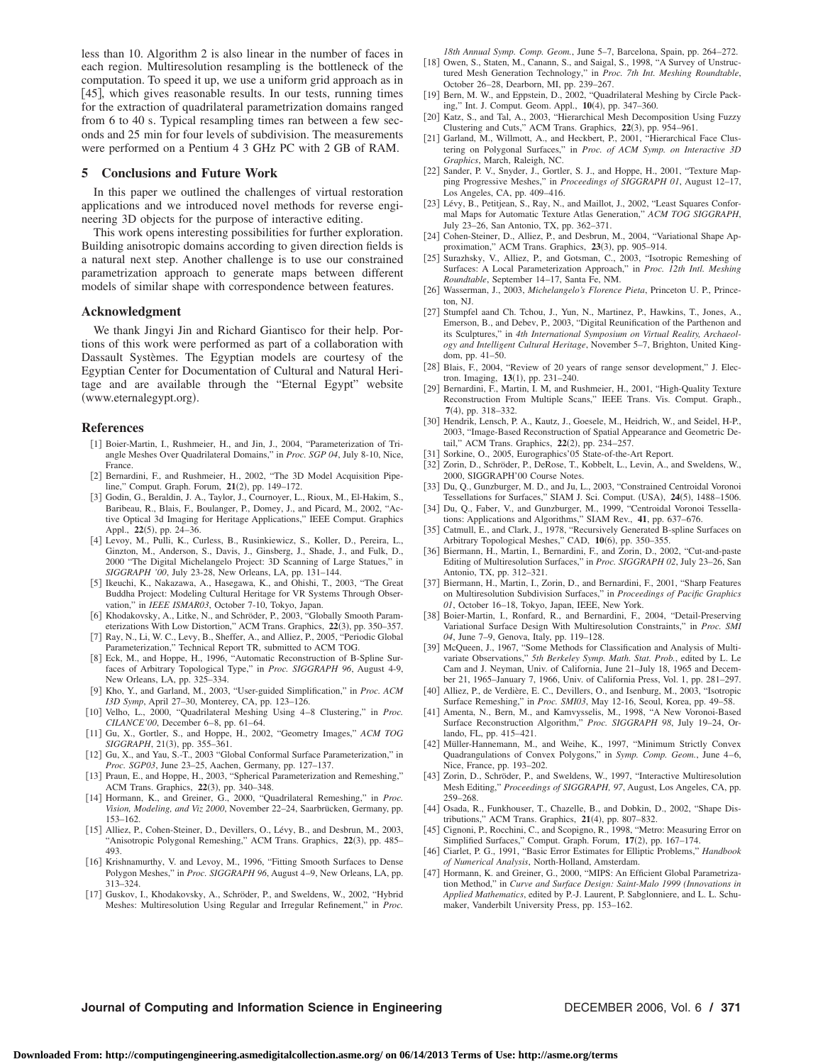less than 10. Algorithm 2 is also linear in the number of faces in each region. Multiresolution resampling is the bottleneck of the computation. To speed it up, we use a uniform grid approach as in [45], which gives reasonable results. In our tests, running times for the extraction of quadrilateral parametrization domains ranged from 6 to 40 s. Typical resampling times ran between a few seconds and 25 min for four levels of subdivision. The measurements were performed on a Pentium 4 3 GHz PC with 2 GB of RAM.

## 5 Conclusions and Future Work

In this paper we outlined the challenges of virtual restoration applications and we introduced novel methods for reverse engineering 3D objects for the purpose of interactive editing.

This work opens interesting possibilities for further exploration. Building anisotropic domains according to given direction fields is a natural next step. Another challenge is to use our constrained parametrization approach to generate maps between different models of similar shape with correspondence between features.

## Acknowledgment

We thank Jingyi Jin and Richard Giantisco for their help. Portions of this work were performed as part of a collaboration with Dassault Systèmes. The Egyptian models are courtesy of the Egyptian Center for Documentation of Cultural and Natural Heritage and are available through the "Eternal Egypt" website (www.eternalegypt.org).

## References

[1] Boier-Martin, I., Rushmeier, H., and Jin, J., 2004, "Parameterization of Triangle Meshes Over Quadrilateral Domains," in *Proc. SGP 04*, July 8-10, Nice, France.

[2] Bernardini, F., and Rushmeier, H., 2002, "The 3D Model Acquisition Pipeline," Comput. Graph. Forum, **21**(2), pp. 149–172.

[3] Godin, G., Beraldin, J. A., Taylor, J., Cournoyer, L., Rioux, M., El-Hakim, S., Baribeau, R., Blais, F., Boulanger, P., Domey, J., and Picard, M., 2002, "Active Optical 3d Imaging for Heritage Applications," IEEE Comput. Graphics Appl., **22**(5), pp. 24–36.

[4] Levoy, M., Pulli, K., Curless, B., Rusinkiewicz, S., Koller, D., Pereira, L., Ginzton, M., Anderson, S., Davis, J., Ginsberg, J., Shade, J., and Fulk, D., 2000 "The Digital Michelangelo Project: 3D Scanning of Large Statues," in *SIGGRAPH '00*, July 23-28, New Orleans, LA, pp. 131–144.

[5] Ikeuchi, K., Nakazawa, A., Hasegawa, K., and Ohishi, T., 2003, "The Great Buddha Project: Modeling Cultural Heritage for VR Systems Through Observation," in *IEEE ISMAR03*, October 7-10, Tokyo, Japan.

[6] Khodakovsky, A., Litke, N., and Schröder, P., 2003, "Globally Smooth Parameterizations With Low Distortion," ACM Trans. Graphics, **22**(3), pp. 350–357.

[7] Ray, N., Li, W. C., Levy, B., Sheffer, A., and Alliez, P., 2005, "Periodic Global Parameterization," Technical Report TR, submitted to ACM TOG.

[8] Eck, M., and Hoppe, H., 1996, "Automatic Reconstruction of B-Spline Surfaces of Arbitrary Topological Type," in *Proc. SIGGRAPH 96*, August 4-9, New Orleans, LA, pp. 325–334.

[9] Kho, Y., and Garland, M., 2003, "User-guided Simplification," in *Proc. ACM I3D Symp*, April 27–30, Monterey, CA, pp. 123–126.

[10] Velho, L., 2000, "Quadrilateral Meshing Using 4–8 Clustering," in *Proc. CILANCE'00*, December 6–8, pp. 61–64.

[11] Gu, X., Gortler, S., and Hoppe, H., 2002, "Geometry Images," *ACM TOG SIGGRAPH*, 21(3), pp. 355–361.

[12] Gu, X., and Yau, S.-T., 2003 "Global Conformal Surface Parameterization," in *Proc. SGP03*, June 23–25, Aachen, Germany, pp. 127–137.

[13] Praun, E., and Hoppe, H., 2003, "Spherical Parameterization and Remeshing," ACM Trans. Graphics, **22**(3), pp. 340–348.

[14] Hormann, K., and Greiner, G., 2000, "Quadrilateral Remeshing," in *Proc. Vision, Modeling, and Viz 2000*, November 22–24, Saarbrücken, Germany, pp. 153–162.

[15] Alliez, P., Cohen-Steiner, D., Devillers, O., Lévy, B., and Desbrun, M., 2003, "Anisotropic Polygonal Remeshing," ACM Trans. Graphics, **22**(3), pp. 485–493.

[16] Krishnamurthy, V. and Levoy, M., 1996, "Fitting Smooth Surfaces to Dense Polygon Meshes," in *Proc. SIGGRAPH 96*, August 4–9, New Orleans, LA, pp. 313–324.

[17] Guskov, I., Khodakovsky, A., Schröder, P., and Sweldens, W., 2002, "Hybrid Meshes: Multiresolution Using Regular and Irregular Refinement," in *Proc. 18th Annual Symp. Comp. Geom.*, June 5–7, Barcelona, Spain, pp. 264–272.

[18] Owen, S., Staten, M., Canann, S., and Saigal, S., 1998, "A Survey of Unstructured Mesh Generation Technology," in *Proc. 7th Int. Meshing Roundtable*, October 26–28, Dearborn, MI, pp. 239–267.

[19] Bern, M. W., and Eppstein, D., 2002, "Quadrilateral Meshing by Circle Packing," Int. J. Comput. Geom. Appl., **10**(4), pp. 347–360.

[20] Katz, S., and Tal, A., 2003, "Hierarchical Mesh Decomposition Using Fuzzy Clustering and Cuts," ACM Trans. Graphics, **22**(3), pp. 954–961.

[21] Garland, M., Willmott, A., and Heckbert, P., 2001, "Hierarchical Face Clustering on Polygonal Surfaces," in *Proc. of ACM Symp. on Interactive 3D Graphics*, March, Raleigh, NC.

[22] Sander, P. V., Snyder, J., Gortler, S. J., and Hoppe, H., 2001, "Texture Mapping Progressive Meshes," in *Proceedings of SIGGRAPH 01*, August 12–17, Los Angeles, CA, pp. 409–416.

[23] Lévy, B., Petitjean, S., Ray, N., and Maillot, J., 2002, "Least Squares Conformal Maps for Automatic Texture Atlas Generation," *ACM TOG SIGGRAPH*, July 23–26, San Antonio, TX, pp. 362–371.

[24] Cohen-Steiner, D., Alliez, P., and Desbrun, M., 2004, "Variational Shape Approximation," ACM Trans. Graphics, **23**(3), pp. 905–914.

[25] Surazhsky, V., Alliez, P., and Gotsman, C., 2003, "Isotropic Remeshing of Surfaces: A Local Parameterization Approach," in *Proc. 12th Intl. Meshing Roundtable*, September 14–17, Santa Fe, NM.

[26] Wasserman, J., 2003, *Michelangelo's Florence Pieta*, Princeton U. P., Princeton, NJ.

[27] Stumpfel aand Ch. Tchou, J., Yun, N., Martinez, P., Hawkins, T., Jones, A., Emerson, B., and Debev, P., 2003, "Digital Reunification of the Parthenon and its Sculptures," in *4th International Symposium on Virtual Reality, Archaeology and Intelligent Cultural Heritage*, November 5–7, Brighton, United Kingdom, pp. 41–50.

[28] Blais, F., 2004, "Review of 20 years of range sensor development," J. Electron. Imaging, **13**(1), pp. 231–240.

[29] Bernardini, F., Martin, I. M, and Rushmeier, H., 2001, "High-Quality Texture Reconstruction From Multiple Scans," IEEE Trans. Vis. Comput. Graph., **7**(4), pp. 318–332.

[30] Hendrik, Lensch, P. A., Kautz, J., Goesele, M., Heidrich, W., and Seidel, H-P., 2003, "Image-Based Reconstruction of Spatial Appearance and Geometric Detail," ACM Trans. Graphics, **22**(2), pp. 234–257.

[31] Sorkine, O., 2005, Eurographics'05 State-of-the-Art Report.

[32] Zorin, D., Schröder, P., DeRose, T., Kobbelt, L., Levin, A., and Sweldens, W., 2000, SIGGRAPH'00 Course Notes.

[33] Du, Q., Gunzburger, M. D., and Ju, L., 2003, "Constrained Centroidal Voronoi Tessellations for Surfaces," SIAM J. Sci. Comput. (USA), **24**(5), 1488–1506.

[34] Du, Q., Faber, V., and Gunzburger, M., 1999, "Centroidal Voronoi Tessellations: Applications and Algorithms," SIAM Rev., **41**, pp. 637–676.

[35] Catmull, E., and Clark, J., 1978, "Recursively Generated B-spline Surfaces on Arbitrary Topological Meshes," CAD, **10**(6), pp. 350–355.

[36] Biermann, H., Martin, I., Bernardini, F., and Zorin, D., 2002, "Cut-and-paste Editing of Multiresolution Surfaces," in *Proc. SIGGRAPH 02*, July 23–26, San Antonio, TX, pp. 312–321.

[37] Biermann, H., Martin, I., Zorin, D., and Bernardini, F., 2001, "Sharp Features on Multiresolution Subdivision Surfaces," in *Proceedings of Pacific Graphics 01*, October 16–18, Tokyo, Japan, IEEE, New York.

[38] Boier-Martin, I., Ronfard, R., and Bernardini, F., 2004, "Detail-Preserving Variational Surface Design With Multiresolution Constraints," in *Proc. SMI 04*, June 7–9, Genova, Italy, pp. 119–128.

[39] McQueen, J., 1967, "Some Methods for Classification and Analysis of Multivariate Observations," *5th Berkeley Symp. Math. Stat. Prob.*, edited by L. Le Cam and J. Neyman, Univ. of California, June 21–July 18, 1965 and December 21, 1965–January 7, 1966, Univ. of California Press, Vol. 1, pp. 281–297.

[40] Alliez, P., de Verdière, E. C., Devillers, O., and Isenburg, M., 2003, "Isotropic Surface Remeshing," in *Proc. SMI03*, May 12-16, Seoul, Korea, pp. 49–58.

[41] Amenta, N., Bern, M., and Kamvysselis, M., 1998, "A New Voronoi-Based Surface Reconstruction Algorithm," *Proc. SIGGRAPH 98*, July 19–24, Orlando, FL, pp. 415–421.

[42] Müller-Hannemann, M., and Weihe, K., 1997, "Minimum Strictly Convex Quadrangulations of Convex Polygons," in *Symp. Comp. Geom.*, June 4–6, Nice, France, pp. 193–202.

[43] Zorin, D., Schröder, P., and Sweldens, W., 1997, "Interactive Multiresolution Mesh Editing," *Proceedings of SIGGRAPH, 97*, August, Los Angeles, CA, pp. 259–268.

[44] Osada, R., Funkhouser, T., Chazelle, B., and Dobkin, D., 2002, "Shape Distributions," ACM Trans. Graphics, **21**(4), pp. 807–832.

[45] Cignoni, P., Rocchini, C., and Scopigno, R., 1998, "Metro: Measuring Error on Simplified Surfaces," Comput. Graph. Forum, **17**(2), pp. 167–174.

[46] Ciarlet, P. G., 1991, "Basic Error Estimates for Elliptic Problems," *Handbook of Numerical Analysis*, North-Holland, Amsterdam.

[47] Hormann, K. and Greiner, G., 2000, "MIPS: An Efficient Global Parametrization Method," in *Curve and Surface Design: Saint-Malo 1999 (Innovations in Applied Mathematics*, edited by P.-J. Laurent, P. Sabglonniere, and L. L. Schumaker, Vanderbilt University Press, pp. 153–162.